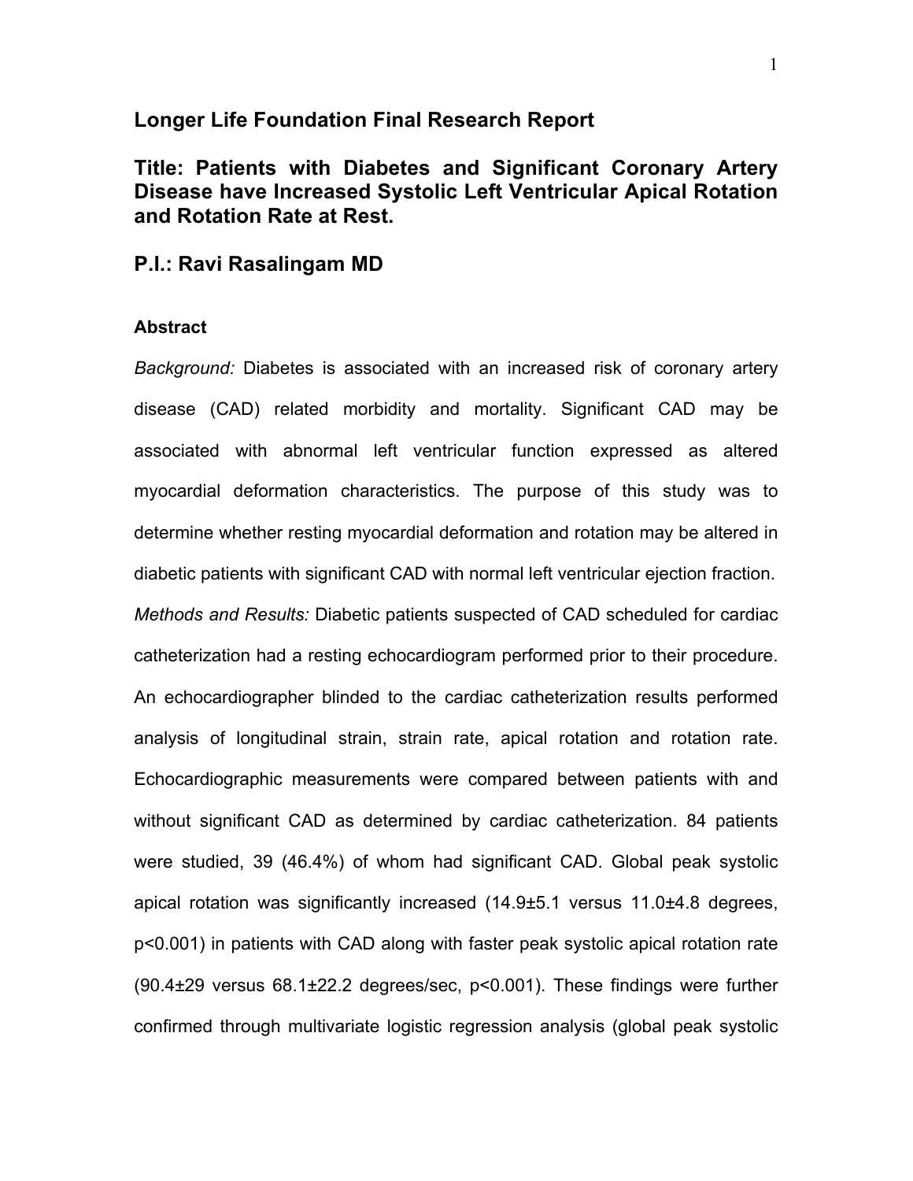## Longer Life Foundation Final Research Report

## Title: Patients with Diabetes and Significant Coronary Artery Disease have Increased Systolic Left Ventricular Apical Rotation and Rotation Rate at Rest.

## P.I.: Ravi Rasalingam MD

#### Abstract

*Background:* Diabetes is associated with an increased risk of coronary artery disease (CAD) related morbidity and mortality. Significant CAD may be associated with abnormal left ventricular function expressed as altered myocardial deformation characteristics. The purpose of this study was to determine whether resting myocardial deformation and rotation may be altered in diabetic patients with significant CAD with normal left ventricular ejection fraction.

*Methods and Results:* Diabetic patients suspected of CAD scheduled for cardiac catheterization had a resting echocardiogram performed prior to their procedure. An echocardiographer blinded to the cardiac catheterization results performed analysis of longitudinal strain, strain rate, apical rotation and rotation rate. Echocardiographic measurements were compared between patients with and without significant CAD as determined by cardiac catheterization. 84 patients were studied, 39 (46.4%) of whom had significant CAD. Global peak systolic apical rotation was significantly increased (14.9±5.1 versus 11.0±4.8 degrees, $p<0.001$) in patients with CAD along with faster peak systolic apical rotation rate (90.4±29 versus 68.1±22.2 degrees/sec, $p<0.001$). These findings were further confirmed through multivariate logistic regression analysis (global peak systolic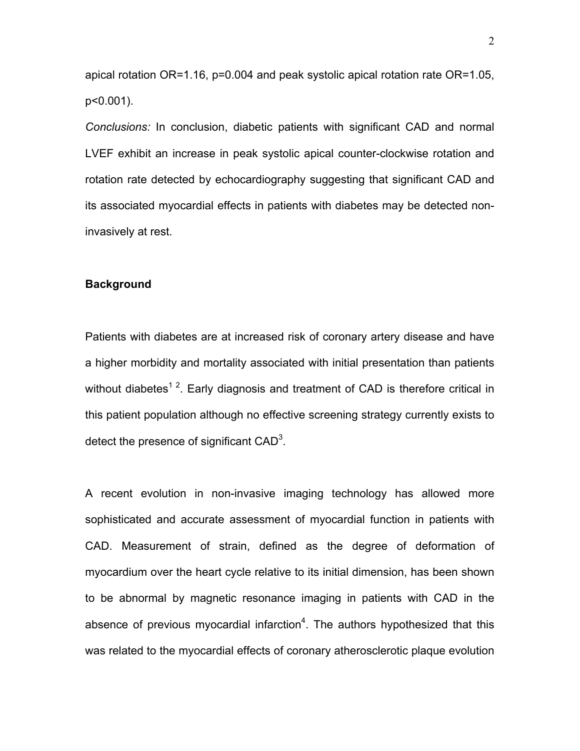apical rotation OR=1.16, p=0.004 and peak systolic apical rotation rate OR=1.05, p<0.001).

*Conclusions:* In conclusion, diabetic patients with significant CAD and normal LVEF exhibit an increase in peak systolic apical counter-clockwise rotation and rotation rate detected by echocardiography suggesting that significant CAD and its associated myocardial effects in patients with diabetes may be detected non-invasively at rest.

**Background**

Patients with diabetes are at increased risk of coronary artery disease and have a higher morbidity and mortality associated with initial presentation than patients without diabetes[1 2]. Early diagnosis and treatment of CAD is therefore critical in this patient population although no effective screening strategy currently exists to detect the presence of significant CAD[3].

A recent evolution in non-invasive imaging technology has allowed more sophisticated and accurate assessment of myocardial function in patients with CAD. Measurement of strain, defined as the degree of deformation of myocardium over the heart cycle relative to its initial dimension, has been shown to be abnormal by magnetic resonance imaging in patients with CAD in the absence of previous myocardial infarction[4]. The authors hypothesized that this was related to the myocardial effects of coronary atherosclerotic plaque evolution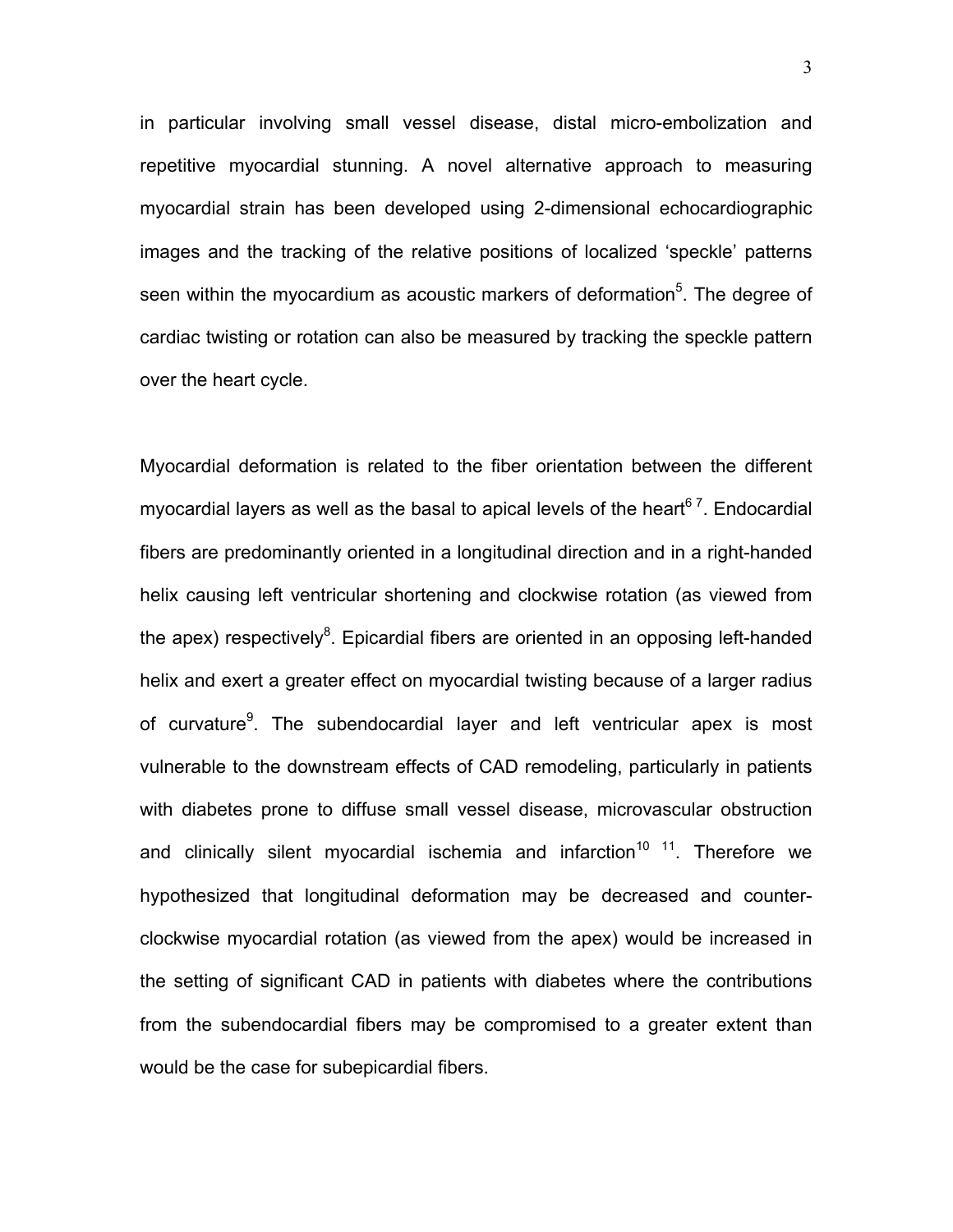in particular involving small vessel disease, distal micro-embolization and repetitive myocardial stunning. A novel alternative approach to measuring myocardial strain has been developed using 2-dimensional echocardiographic images and the tracking of the relative positions of localized 'speckle' patterns seen within the myocardium as acoustic markers of deformation[5]. The degree of cardiac twisting or rotation can also be measured by tracking the speckle pattern over the heart cycle.

Myocardial deformation is related to the fiber orientation between the different myocardial layers as well as the basal to apical levels of the heart[6 7]. Endocardial fibers are predominantly oriented in a longitudinal direction and in a right-handed helix causing left ventricular shortening and clockwise rotation (as viewed from the apex) respectively[8]. Epicardial fibers are oriented in an opposing left-handed helix and exert a greater effect on myocardial twisting because of a larger radius of curvature[9]. The subendocardial layer and left ventricular apex is most vulnerable to the downstream effects of CAD remodeling, particularly in patients with diabetes prone to diffuse small vessel disease, microvascular obstruction and clinically silent myocardial ischemia and infarction[10 11]. Therefore we hypothesized that longitudinal deformation may be decreased and counter-clockwise myocardial rotation (as viewed from the apex) would be increased in the setting of significant CAD in patients with diabetes where the contributions from the subendocardial fibers may be compromised to a greater extent than would be the case for subepicardial fibers.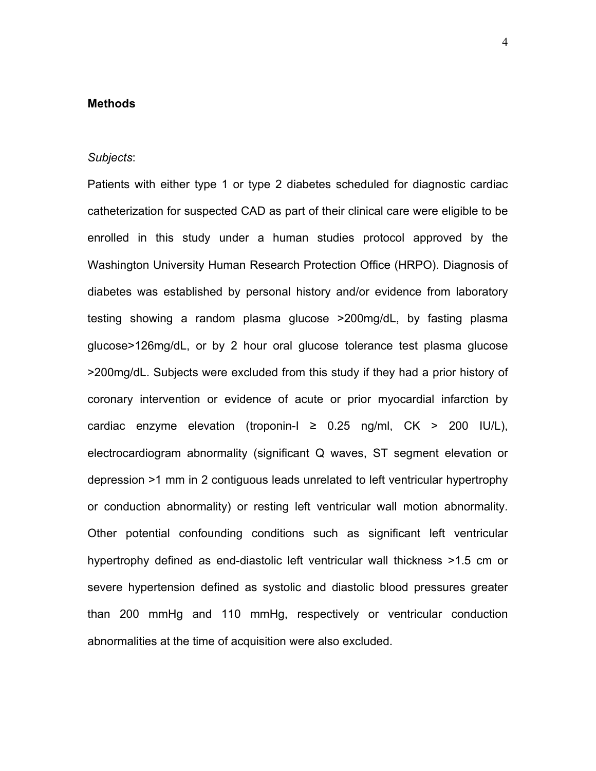**Methods**

*Subjects*:

Patients with either type 1 or type 2 diabetes scheduled for diagnostic cardiac catheterization for suspected CAD as part of their clinical care were eligible to be enrolled in this study under a human studies protocol approved by the Washington University Human Research Protection Office (HRPO). Diagnosis of diabetes was established by personal history and/or evidence from laboratory testing showing a random plasma glucose >200mg/dL, by fasting plasma glucose>126mg/dL, or by 2 hour oral glucose tolerance test plasma glucose >200mg/dL. Subjects were excluded from this study if they had a prior history of coronary intervention or evidence of acute or prior myocardial infarction by cardiac enzyme elevation (troponin-I ≥ 0.25 ng/ml, CK > 200 IU/L), electrocardiogram abnormality (significant Q waves, ST segment elevation or depression >1 mm in 2 contiguous leads unrelated to left ventricular hypertrophy or conduction abnormality) or resting left ventricular wall motion abnormality. Other potential confounding conditions such as significant left ventricular hypertrophy defined as end-diastolic left ventricular wall thickness >1.5 cm or severe hypertension defined as systolic and diastolic blood pressures greater than 200 mmHg and 110 mmHg, respectively or ventricular conduction abnormalities at the time of acquisition were also excluded.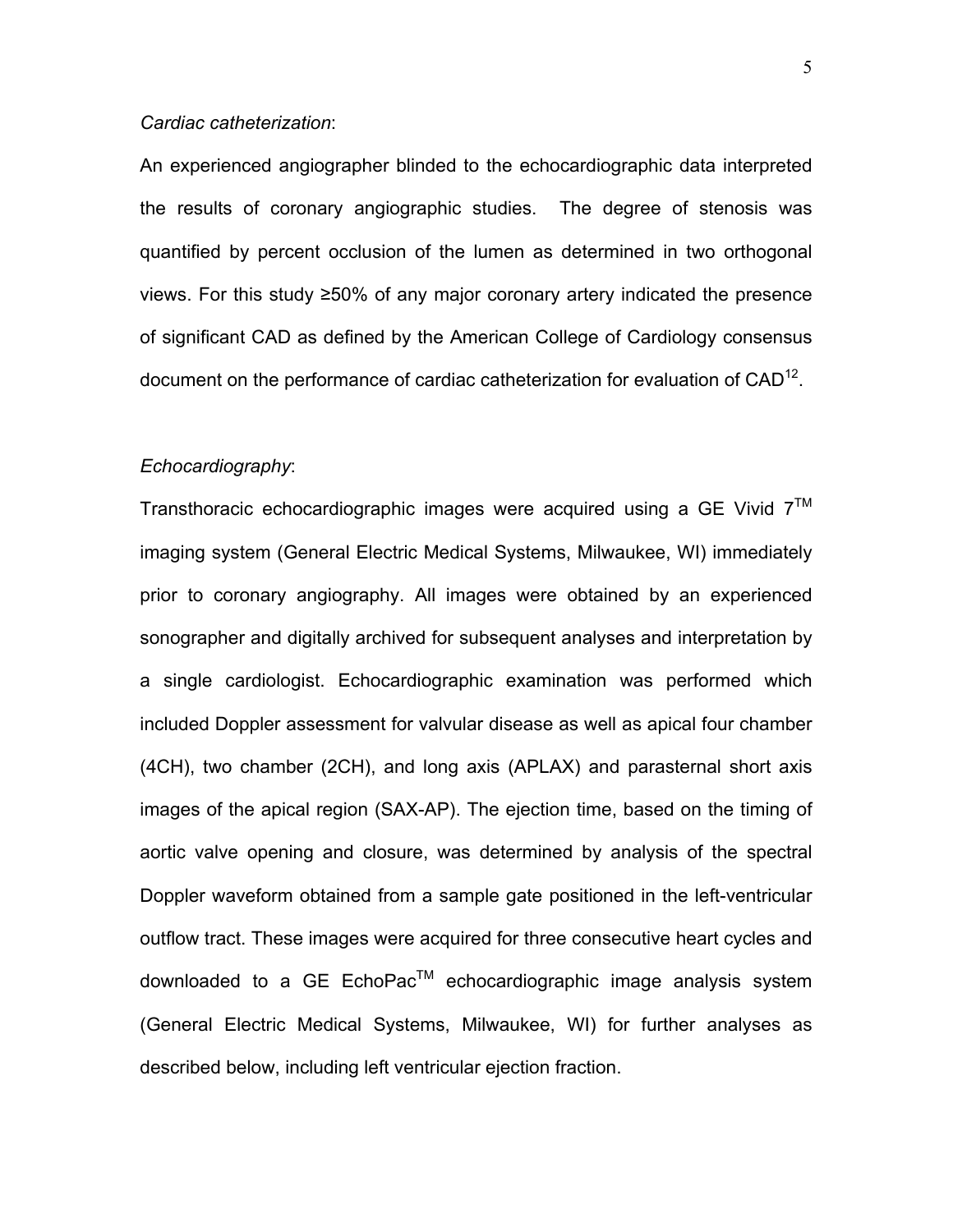*Cardiac catheterization*:

An experienced angiographer blinded to the echocardiographic data interpreted the results of coronary angiographic studies. The degree of stenosis was quantified by percent occlusion of the lumen as determined in two orthogonal views. For this study ≥50% of any major coronary artery indicated the presence of significant CAD as defined by the American College of Cardiology consensus document on the performance of cardiac catheterization for evaluation of CAD[12].

*Echocardiography*:

Transthoracic echocardiographic images were acquired using a GE Vivid 7™ imaging system (General Electric Medical Systems, Milwaukee, WI) immediately prior to coronary angiography. All images were obtained by an experienced sonographer and digitally archived for subsequent analyses and interpretation by a single cardiologist. Echocardiographic examination was performed which included Doppler assessment for valvular disease as well as apical four chamber (4CH), two chamber (2CH), and long axis (APLAX) and parasternal short axis images of the apical region (SAX-AP). The ejection time, based on the timing of aortic valve opening and closure, was determined by analysis of the spectral Doppler waveform obtained from a sample gate positioned in the left-ventricular outflow tract. These images were acquired for three consecutive heart cycles and downloaded to a GE EchoPac™ echocardiographic image analysis system (General Electric Medical Systems, Milwaukee, WI) for further analyses as described below, including left ventricular ejection fraction.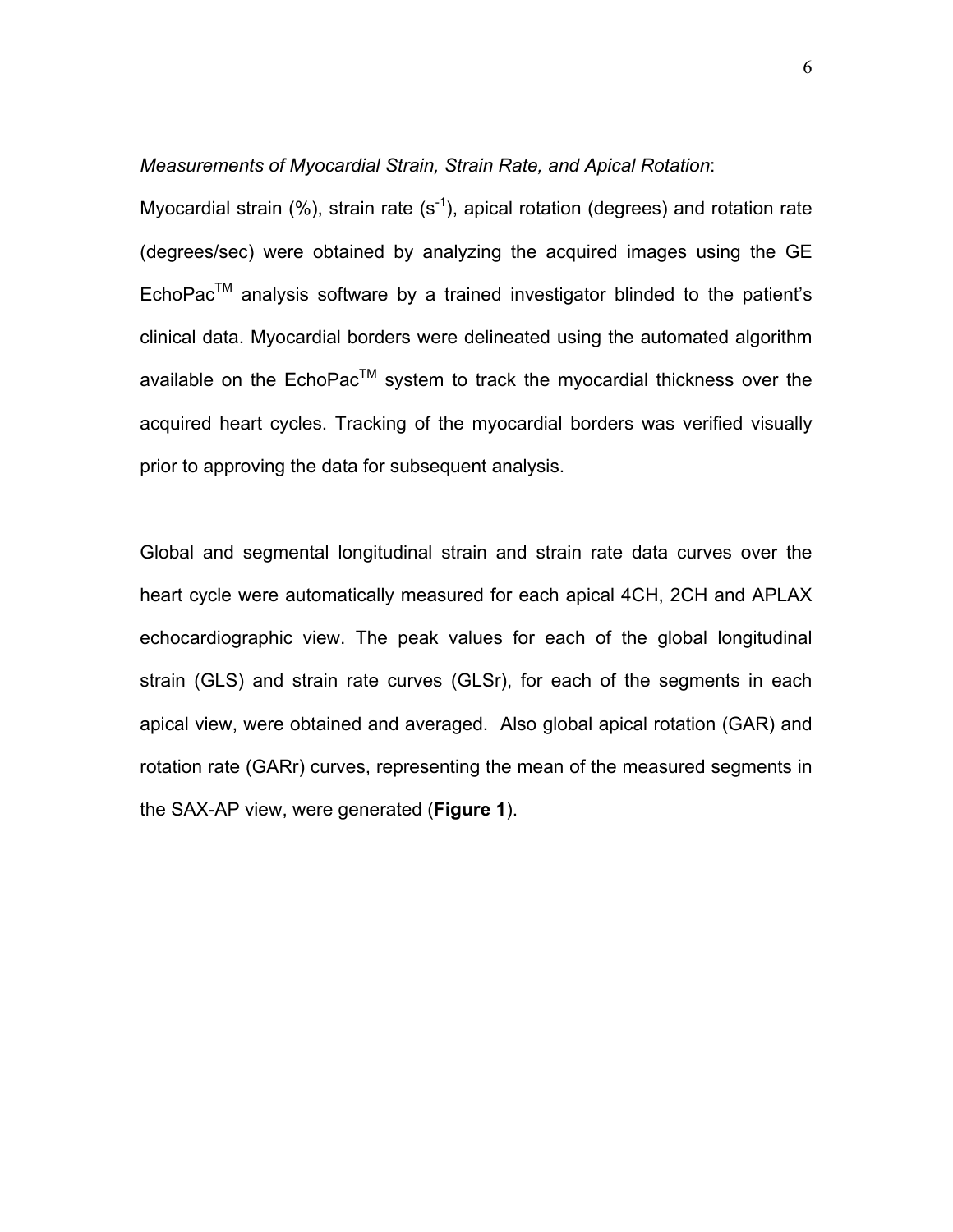*Measurements of Myocardial Strain, Strain Rate, and Apical Rotation*:

Myocardial strain (%), strain rate ($s^{-1}$), apical rotation (degrees) and rotation rate (degrees/sec) were obtained by analyzing the acquired images using the GE EchoPac™ analysis software by a trained investigator blinded to the patient's clinical data. Myocardial borders were delineated using the automated algorithm available on the EchoPac™ system to track the myocardial thickness over the acquired heart cycles. Tracking of the myocardial borders was verified visually prior to approving the data for subsequent analysis.

Global and segmental longitudinal strain and strain rate data curves over the heart cycle were automatically measured for each apical 4CH, 2CH and APLAX echocardiographic view. The peak values for each of the global longitudinal strain (GLS) and strain rate curves (GLSr), for each of the segments in each apical view, were obtained and averaged. Also global apical rotation (GAR) and rotation rate (GARr) curves, representing the mean of the measured segments in the SAX-AP view, were generated (**Figure 1**).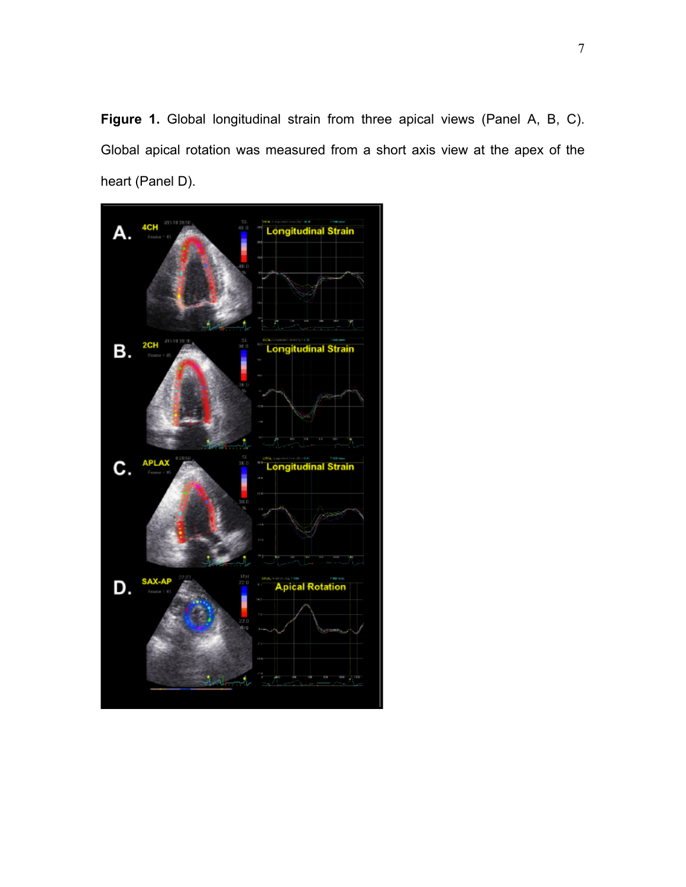**Figure 1.** Global longitudinal strain from three apical views (Panel A, B, C). Global apical rotation was measured from a short axis view at the apex of the heart (Panel D).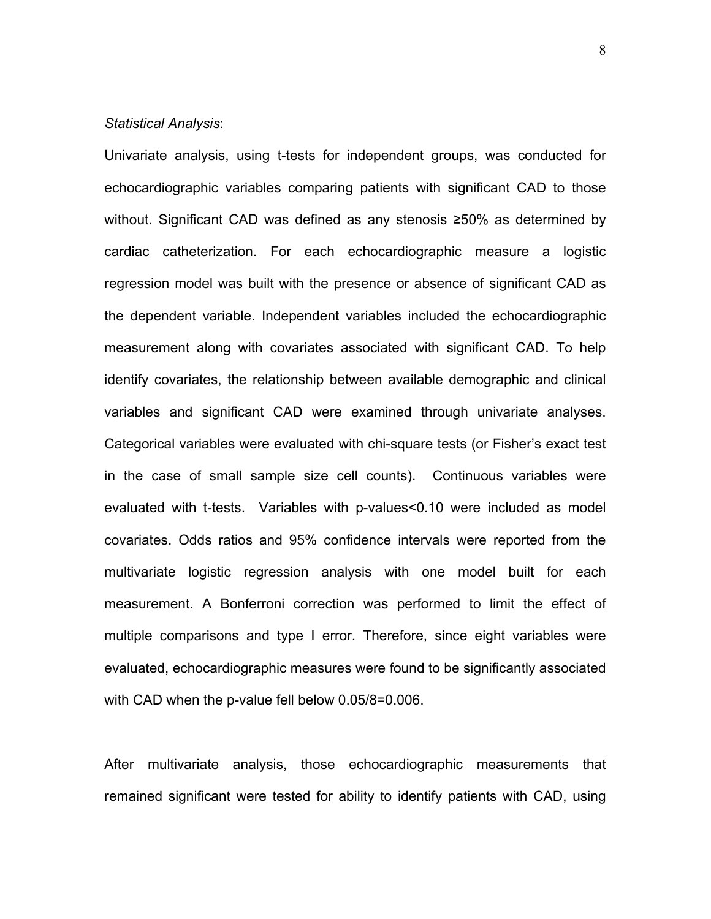*Statistical Analysis*:

Univariate analysis, using t-tests for independent groups, was conducted for echocardiographic variables comparing patients with significant CAD to those without. Significant CAD was defined as any stenosis ≥50% as determined by cardiac catheterization. For each echocardiographic measure a logistic regression model was built with the presence or absence of significant CAD as the dependent variable. Independent variables included the echocardiographic measurement along with covariates associated with significant CAD. To help identify covariates, the relationship between available demographic and clinical variables and significant CAD were examined through univariate analyses. Categorical variables were evaluated with chi-square tests (or Fisher's exact test in the case of small sample size cell counts). Continuous variables were evaluated with t-tests. Variables with p-values<0.10 were included as model covariates. Odds ratios and 95% confidence intervals were reported from the multivariate logistic regression analysis with one model built for each measurement. A Bonferroni correction was performed to limit the effect of multiple comparisons and type I error. Therefore, since eight variables were evaluated, echocardiographic measures were found to be significantly associated with CAD when the p-value fell below 0.05/8=0.006.

After multivariate analysis, those echocardiographic measurements that remained significant were tested for ability to identify patients with CAD, using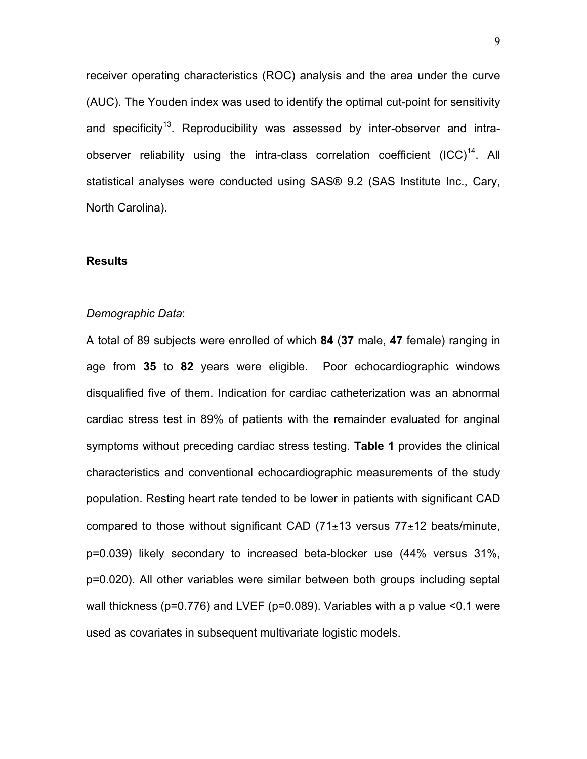receiver operating characteristics (ROC) analysis and the area under the curve (AUC). The Youden index was used to identify the optimal cut-point for sensitivity and specificity[13]. Reproducibility was assessed by inter-observer and intra-observer reliability using the intra-class correlation coefficient (ICC)[14]. All statistical analyses were conducted using SAS® 9.2 (SAS Institute Inc., Cary, North Carolina).

## Results

*Demographic Data*:

A total of 89 subjects were enrolled of which **84** (**37** male, **47** female) ranging in age from **35** to **82** years were eligible. Poor echocardiographic windows disqualified five of them. Indication for cardiac catheterization was an abnormal cardiac stress test in 89% of patients with the remainder evaluated for anginal symptoms without preceding cardiac stress testing. **Table 1** provides the clinical characteristics and conventional echocardiographic measurements of the study population. Resting heart rate tended to be lower in patients with significant CAD compared to those without significant CAD (71±13 versus 77±12 beats/minute, $p=0.039$) likely secondary to increased beta-blocker use (44% versus 31%, $p=0.020$). All other variables were similar between both groups including septal wall thickness ($p=0.776$) and LVEF ($p=0.089$). Variables with a p value <0.1 were used as covariates in subsequent multivariate logistic models.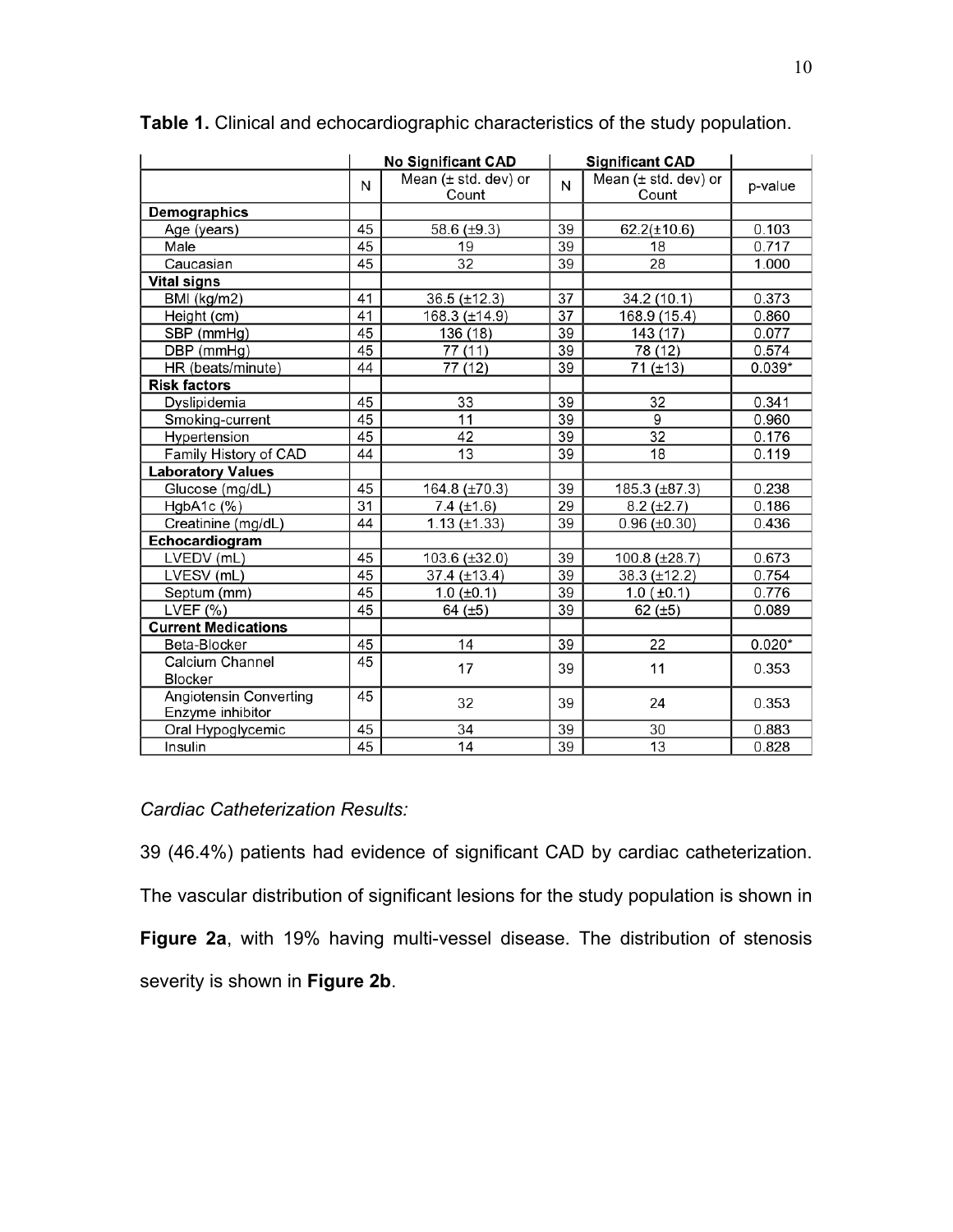**Table 1.** Clinical and echocardiographic characteristics of the study population.

| | No Significant CAD | | Significant CAD | | |
|---|---|---|---|---|---|
| | N | Mean (± std. dev) or Count | N | Mean (± std. dev) or Count | p-value |
| **Demographics** | | | | | |
| Age (years) | 45 | 58.6 (±9.3) | 39 | 62.2(±10.6) | 0.103 |
| Male | 45 | 19 | 39 | 18 | 0.717 |
| Caucasian | 45 | 32 | 39 | 28 | 1.000 |
| **Vital signs** | | | | | |
| BMI (kg/m2) | 41 | 36.5 (±12.3) | 37 | 34.2 (10.1) | 0.373 |
| Height (cm) | 41 | 168.3 (±14.9) | 37 | 168.9 (15.4) | 0.860 |
| SBP (mmHg) | 45 | 136 (18) | 39 | 143 (17) | 0.077 |
| DBP (mmHg) | 45 | 77 (11) | 39 | 78 (12) | 0.574 |
| HR (beats/minute) | 44 | 77 (12) | 39 | 71 (±13) | 0.039* |
| **Risk factors** | | | | | |
| Dyslipidemia | 45 | 33 | 39 | 32 | 0.341 |
| Smoking-current | 45 | 11 | 39 | 9 | 0.960 |
| Hypertension | 45 | 42 | 39 | 32 | 0.176 |
| Family History of CAD | 44 | 13 | 39 | 18 | 0.119 |
| **Laboratory Values** | | | | | |
| Glucose (mg/dL) | 45 | 164.8 (±70.3) | 39 | 185.3 (±87.3) | 0.238 |
| HgbA1c (%) | 31 | 7.4 (±1.6) | 29 | 8.2 (±2.7) | 0.186 |
| Creatinine (mg/dL) | 44 | 1.13 (±1.33) | 39 | 0.96 (±0.30) | 0.436 |
| **Echocardiogram** | | | | | |
| LVEDV (mL) | 45 | 103.6 (±32.0) | 39 | 100.8 (±28.7) | 0.673 |
| LVESV (mL) | 45 | 37.4 (±13.4) | 39 | 38.3 (±12.2) | 0.754 |
| Septum (mm) | 45 | 1.0 (±0.1) | 39 | 1.0 ( ±0.1) | 0.776 |
| LVEF (%) | 45 | 64 (±5) | 39 | 62 (±5) | 0.089 |
| **Current Medications** | | | | | |
| Beta-Blocker | 45 | 14 | 39 | 22 | 0.020* |
| Calcium Channel Blocker | 45 | 17 | 39 | 11 | 0.353 |
| Angiotensin Converting Enzyme inhibitor | 45 | 32 | 39 | 24 | 0.353 |
| Oral Hypoglycemic | 45 | 34 | 39 | 30 | 0.883 |
| Insulin | 45 | 14 | 39 | 13 | 0.828 |

*Cardiac Catheterization Results:*

39 (46.4%) patients had evidence of significant CAD by cardiac catheterization. The vascular distribution of significant lesions for the study population is shown in **Figure 2a**, with 19% having multi-vessel disease. The distribution of stenosis severity is shown in **Figure 2b**.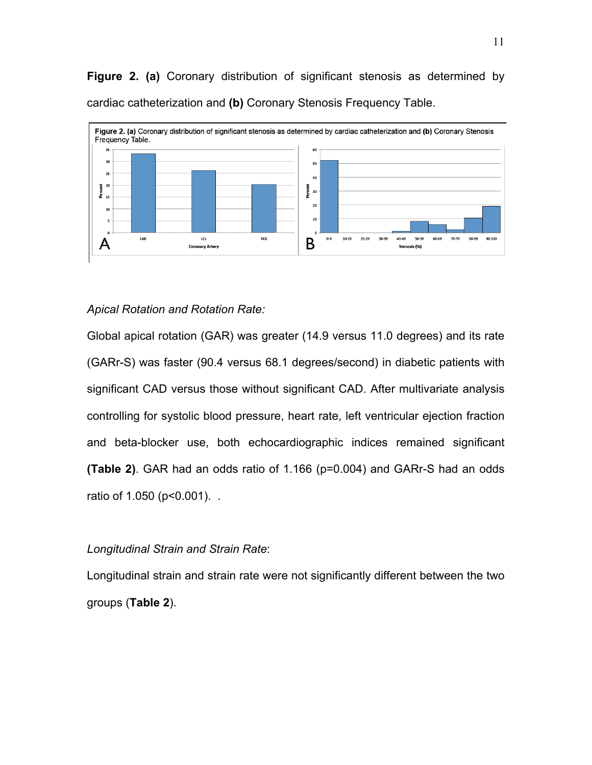**Figure 2. (a)** Coronary distribution of significant stenosis as determined by cardiac catheterization and **(b)** Coronary Stenosis Frequency Table.

*Apical Rotation and Rotation Rate:*

Global apical rotation (GAR) was greater (14.9 versus 11.0 degrees) and its rate (GARr-S) was faster (90.4 versus 68.1 degrees/second) in diabetic patients with significant CAD versus those without significant CAD. After multivariate analysis controlling for systolic blood pressure, heart rate, left ventricular ejection fraction and beta-blocker use, both echocardiographic indices remained significant **(Table 2)**. GAR had an odds ratio of 1.166 ($p=0.004$) and GARr-S had an odds ratio of 1.050 ($p<0.001$). .

*Longitudinal Strain and Strain Rate*:

Longitudinal strain and strain rate were not significantly different between the two groups (**Table 2**).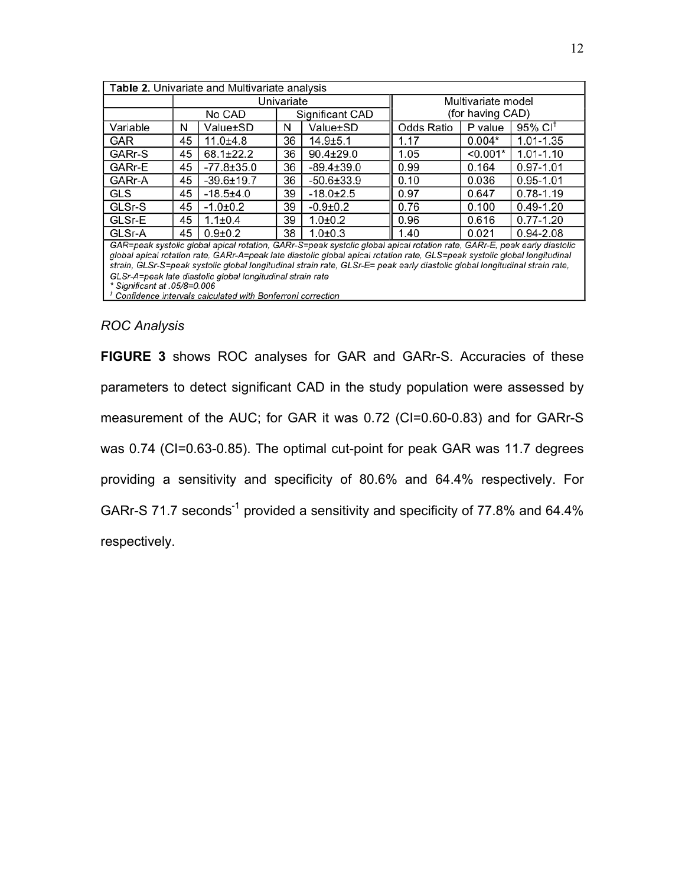| **Table 2.** Univariate and Multivariate analysis | | | | | | | |
|---|---|---|---|---|---|---|---|
| | Univariate | | | | Multivariate model (for having CAD) | | |
| | No CAD | | Significant CAD | | | | |
| Variable | N | Value±SD | N | Value±SD | Odds Ratio | P value | 95% CI[†] |
| GAR | 45 | 11.0±4.8 | 36 | 14.9±5.1 | 1.17 | 0.004* | 1.01-1.35 |
| GARr-S | 45 | 68.1±22.2 | 36 | 90.4±29.0 | 1.05 | <0.001* | 1.01-1.10 |
| GARr-E | 45 | -77.8±35.0 | 36 | -89.4±39.0 | 0.99 | 0.164 | 0.97-1.01 |
| GARr-A | 45 | -39.6±19.7 | 36 | -50.6±33.9 | 0.10 | 0.036 | 0.95-1.01 |
| GLS | 45 | -18.5±4.0 | 39 | -18.0±2.5 | 0.97 | 0.647 | 0.78-1.19 |
| GLSr-S | 45 | -1.0±0.2 | 39 | -0.9±0.2 | 0.76 | 0.100 | 0.49-1.20 |
| GLSr-E | 45 | 1.1±0.4 | 39 | 1.0±0.2 | 0.96 | 0.616 | 0.77-1.20 |
| GLSr-A | 45 | 0.9±0.2 | 38 | 1.0±0.3 | 1.40 | 0.021 | 0.94-2.08 |

*GAR=peak systolic global apical rotation, GARr-S=peak systolic global apical rotation rate, GARr-E, peak early diastolic global apical rotation rate, GARr-A=peak late diastolic global apical rotation rate, GLS=peak systolic global longitudinal strain, GLSr-S=peak systolic global longitudinal strain rate, GLSr-E= peak early diastolic global longitudinal strain rate, GLSr-A=peak late diastolic global longitudinal strain rate*
*\* Significant at .05/8=0.006*
*[†] Confidence intervals calculated with Bonferroni correction*

*ROC Analysis*

**FIGURE 3** shows ROC analyses for GAR and GARr-S. Accuracies of these parameters to detect significant CAD in the study population were assessed by measurement of the AUC; for GAR it was 0.72 (CI=0.60-0.83) and for GARr-S was 0.74 (CI=0.63-0.85). The optimal cut-point for peak GAR was 11.7 degrees providing a sensitivity and specificity of 80.6% and 64.4% respectively. For GARr-S 71.7 seconds$^{-1}$ provided a sensitivity and specificity of 77.8% and 64.4% respectively.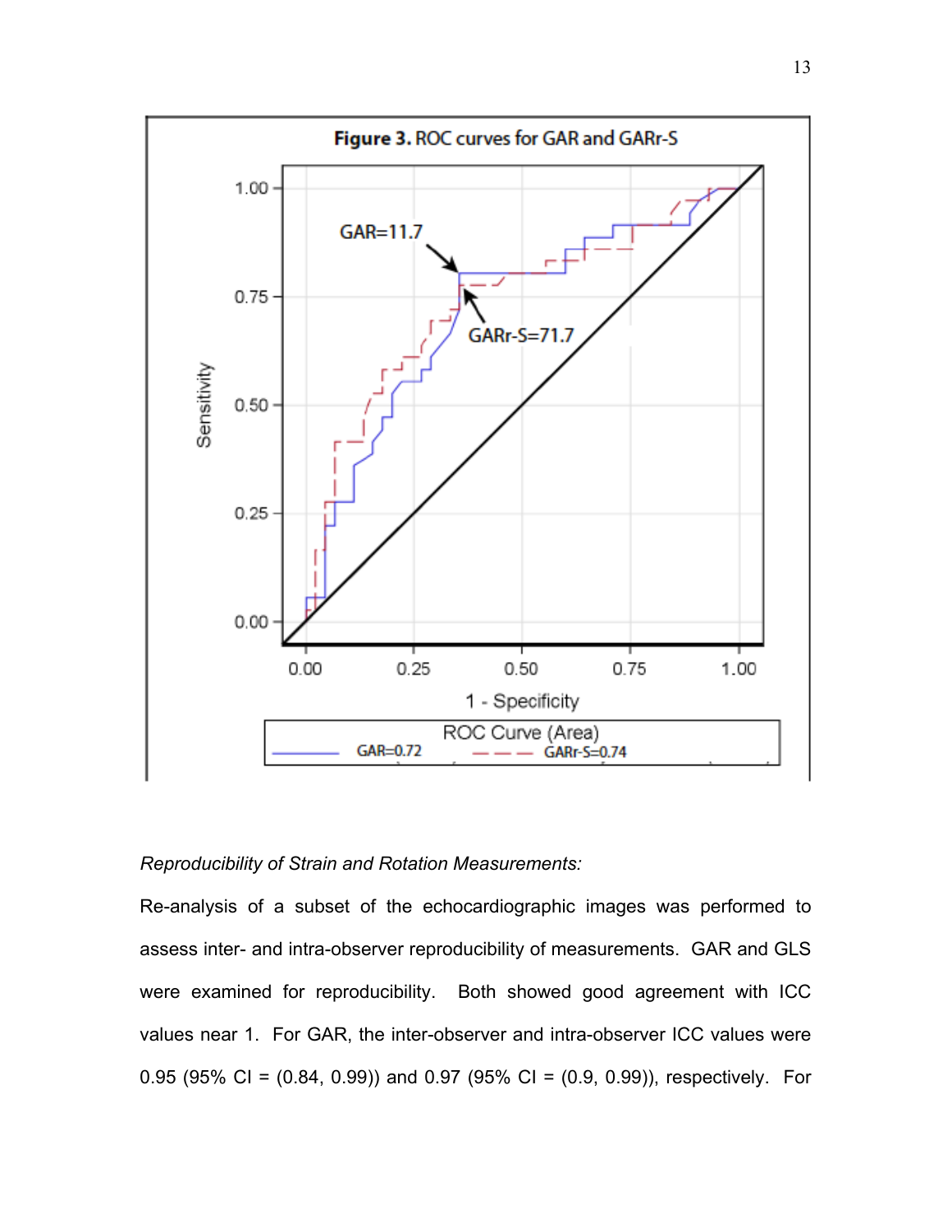**Figure 3.** ROC curves for GAR and GARr-S

*Reproducibility of Strain and Rotation Measurements:*

Re-analysis of a subset of the echocardiographic images was performed to assess inter- and intra-observer reproducibility of measurements. GAR and GLS were examined for reproducibility. Both showed good agreement with ICC values near 1. For GAR, the inter-observer and intra-observer ICC values were 0.95 (95% CI = (0.84, 0.99)) and 0.97 (95% CI = (0.9, 0.99)), respectively. For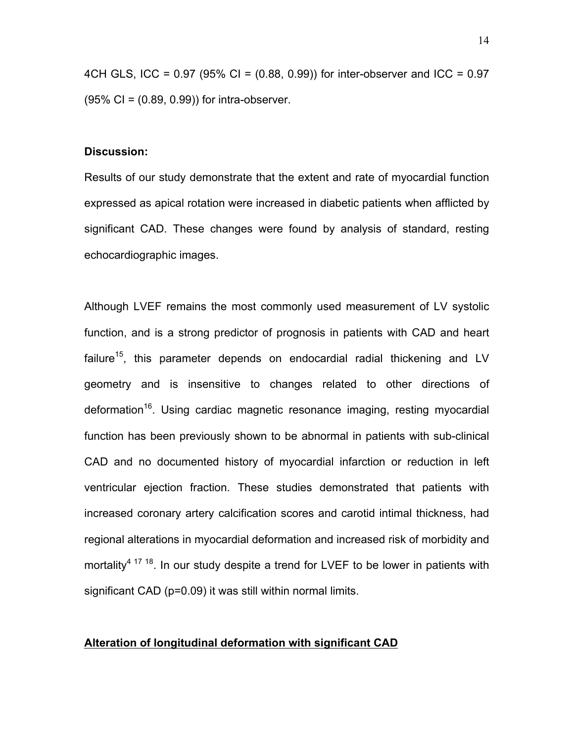4CH GLS, ICC = 0.97 (95% CI = (0.88, 0.99)) for inter-observer and ICC = 0.97 (95% CI = (0.89, 0.99)) for intra-observer.

**Discussion:**

Results of our study demonstrate that the extent and rate of myocardial function expressed as apical rotation were increased in diabetic patients when afflicted by significant CAD. These changes were found by analysis of standard, resting echocardiographic images.

Although LVEF remains the most commonly used measurement of LV systolic function, and is a strong predictor of prognosis in patients with CAD and heart failure[15], this parameter depends on endocardial radial thickening and LV geometry and is insensitive to changes related to other directions of deformation[16]. Using cardiac magnetic resonance imaging, resting myocardial function has been previously shown to be abnormal in patients with sub-clinical CAD and no documented history of myocardial infarction or reduction in left ventricular ejection fraction. These studies demonstrated that patients with increased coronary artery calcification scores and carotid intimal thickness, had regional alterations in myocardial deformation and increased risk of morbidity and mortality[4 17 18]. In our study despite a trend for LVEF to be lower in patients with significant CAD ($p=0.09$) it was still within normal limits.

**<u>Alteration of longitudinal deformation with significant CAD</u>**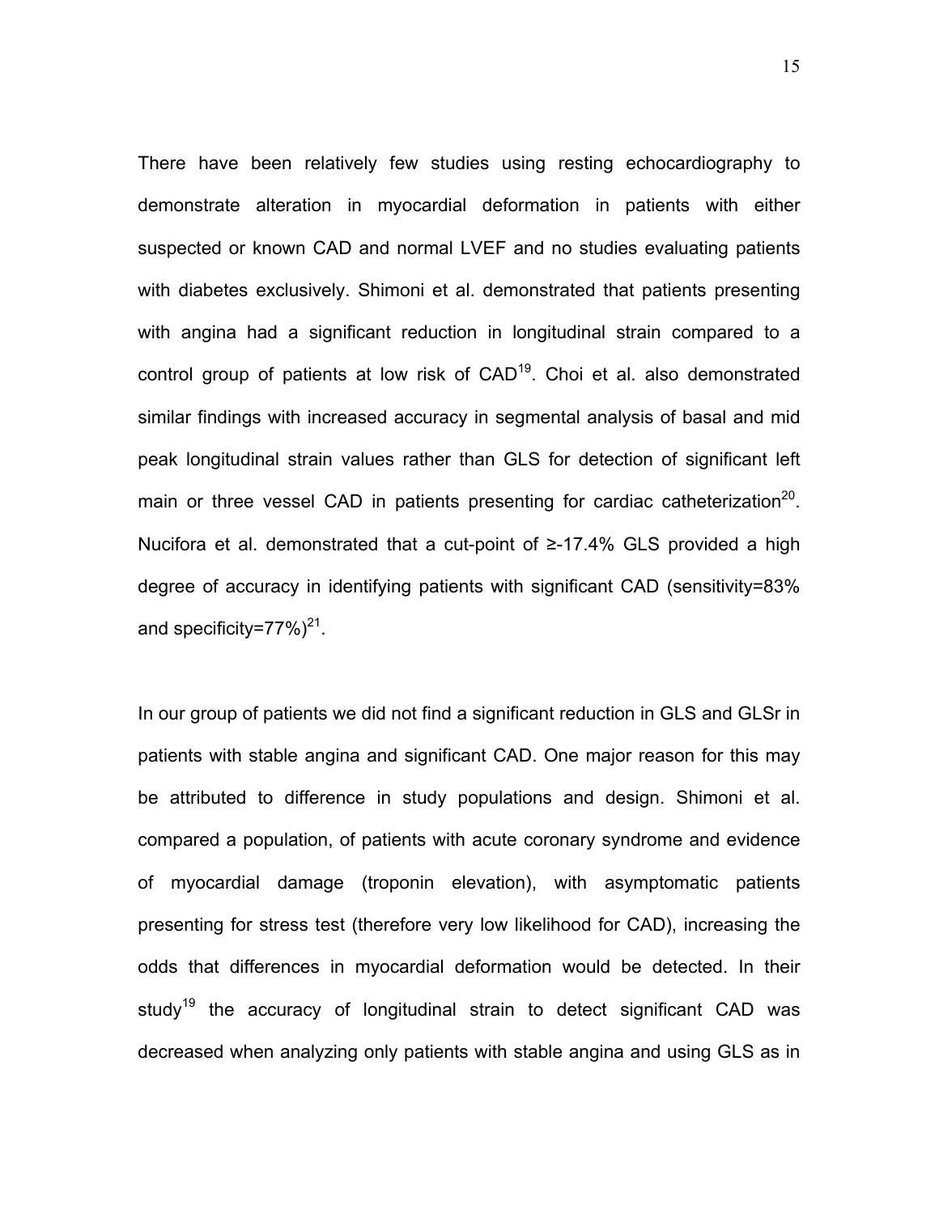There have been relatively few studies using resting echocardiography to demonstrate alteration in myocardial deformation in patients with either suspected or known CAD and normal LVEF and no studies evaluating patients with diabetes exclusively. Shimoni et al. demonstrated that patients presenting with angina had a significant reduction in longitudinal strain compared to a control group of patients at low risk of CAD[19]. Choi et al. also demonstrated similar findings with increased accuracy in segmental analysis of basal and mid peak longitudinal strain values rather than GLS for detection of significant left main or three vessel CAD in patients presenting for cardiac catheterization[20]. Nucifora et al. demonstrated that a cut-point of ≥-17.4% GLS provided a high degree of accuracy in identifying patients with significant CAD (sensitivity=83% and specificity=77%)[21].

In our group of patients we did not find a significant reduction in GLS and GLSr in patients with stable angina and significant CAD. One major reason for this may be attributed to difference in study populations and design. Shimoni et al. compared a population, of patients with acute coronary syndrome and evidence of myocardial damage (troponin elevation), with asymptomatic patients presenting for stress test (therefore very low likelihood for CAD), increasing the odds that differences in myocardial deformation would be detected. In their study[19] the accuracy of longitudinal strain to detect significant CAD was decreased when analyzing only patients with stable angina and using GLS as in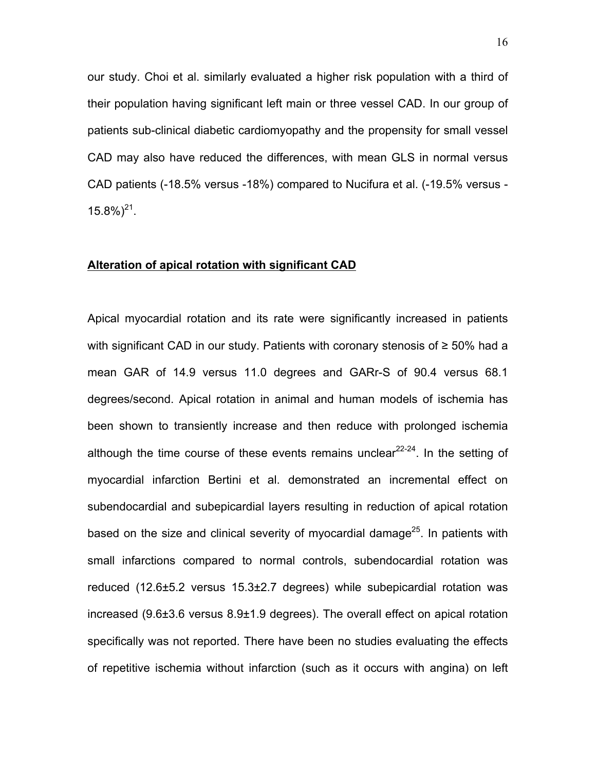our study. Choi et al. similarly evaluated a higher risk population with a third of their population having significant left main or three vessel CAD. In our group of patients sub-clinical diabetic cardiomyopathy and the propensity for small vessel CAD may also have reduced the differences, with mean GLS in normal versus CAD patients (-18.5% versus -18%) compared to Nucifura et al. (-19.5% versus -15.8%)[21].

**Alteration of apical rotation with significant CAD**

Apical myocardial rotation and its rate were significantly increased in patients with significant CAD in our study. Patients with coronary stenosis of ≥ 50% had a mean GAR of 14.9 versus 11.0 degrees and GARr-S of 90.4 versus 68.1 degrees/second. Apical rotation in animal and human models of ischemia has been shown to transiently increase and then reduce with prolonged ischemia although the time course of these events remains unclear[22-24]. In the setting of myocardial infarction Bertini et al. demonstrated an incremental effect on subendocardial and subepicardial layers resulting in reduction of apical rotation based on the size and clinical severity of myocardial damage[25]. In patients with small infarctions compared to normal controls, subendocardial rotation was reduced (12.6±5.2 versus 15.3±2.7 degrees) while subepicardial rotation was increased (9.6±3.6 versus 8.9±1.9 degrees). The overall effect on apical rotation specifically was not reported. There have been no studies evaluating the effects of repetitive ischemia without infarction (such as it occurs with angina) on left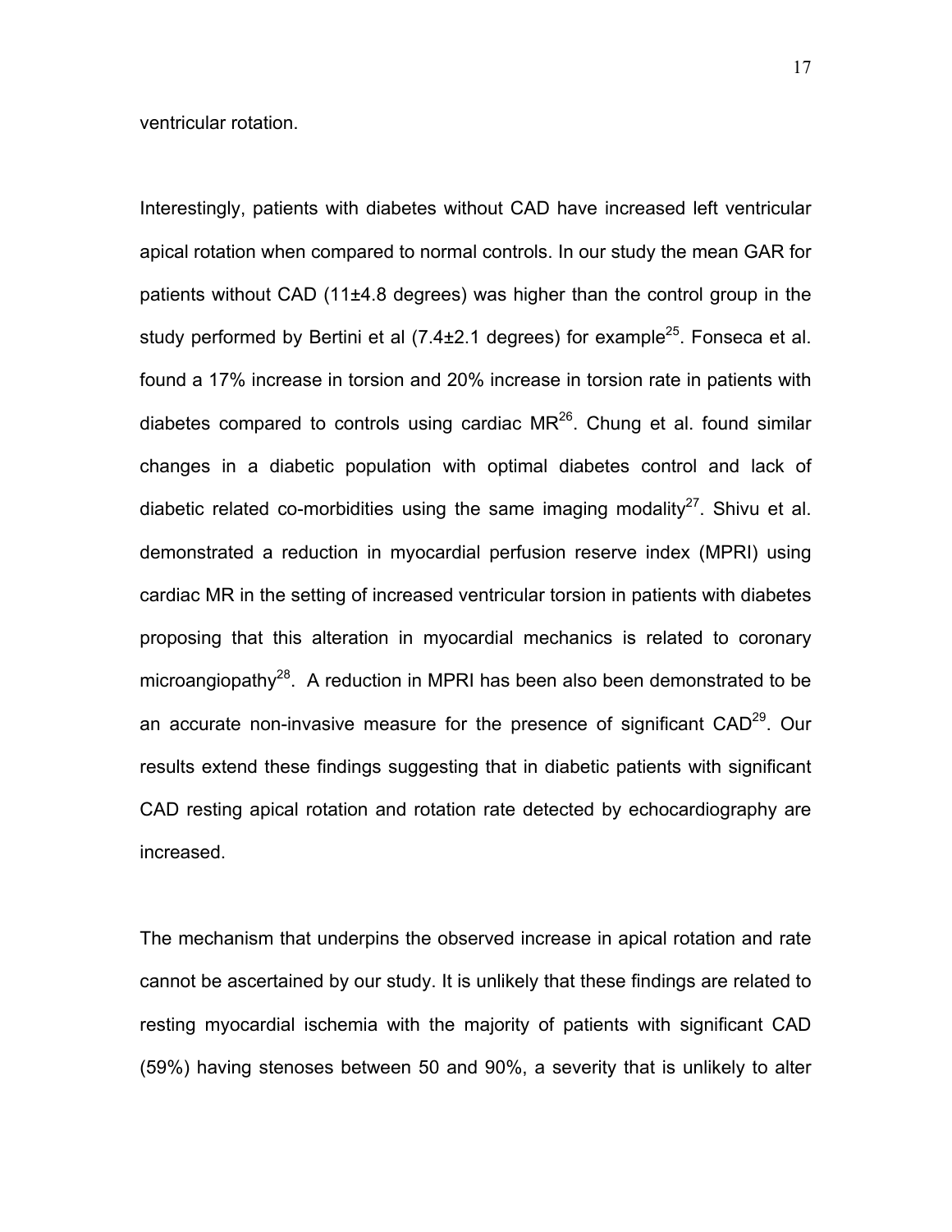ventricular rotation.

Interestingly, patients with diabetes without CAD have increased left ventricular apical rotation when compared to normal controls. In our study the mean GAR for patients without CAD (11±4.8 degrees) was higher than the control group in the study performed by Bertini et al (7.4±2.1 degrees) for example[25]. Fonseca et al. found a 17% increase in torsion and 20% increase in torsion rate in patients with diabetes compared to controls using cardiac MR[26]. Chung et al. found similar changes in a diabetic population with optimal diabetes control and lack of diabetic related co-morbidities using the same imaging modality[27]. Shivu et al. demonstrated a reduction in myocardial perfusion reserve index (MPRI) using cardiac MR in the setting of increased ventricular torsion in patients with diabetes proposing that this alteration in myocardial mechanics is related to coronary microangiopathy[28]. A reduction in MPRI has been also been demonstrated to be an accurate non-invasive measure for the presence of significant CAD[29]. Our results extend these findings suggesting that in diabetic patients with significant CAD resting apical rotation and rotation rate detected by echocardiography are increased.

The mechanism that underpins the observed increase in apical rotation and rate cannot be ascertained by our study. It is unlikely that these findings are related to resting myocardial ischemia with the majority of patients with significant CAD (59%) having stenoses between 50 and 90%, a severity that is unlikely to alter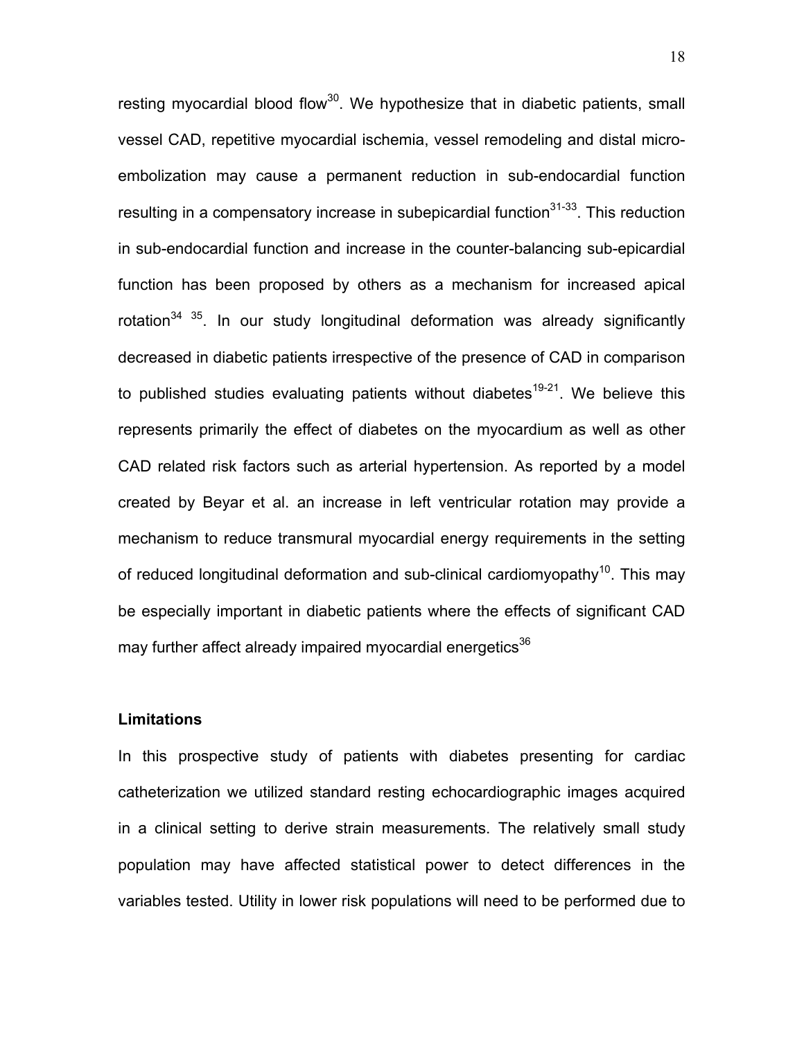resting myocardial blood flow[30]. We hypothesize that in diabetic patients, small vessel CAD, repetitive myocardial ischemia, vessel remodeling and distal micro-embolization may cause a permanent reduction in sub-endocardial function resulting in a compensatory increase in subepicardial function[31-33]. This reduction in sub-endocardial function and increase in the counter-balancing sub-epicardial function has been proposed by others as a mechanism for increased apical rotation[34 35]. In our study longitudinal deformation was already significantly decreased in diabetic patients irrespective of the presence of CAD in comparison to published studies evaluating patients without diabetes[19-21]. We believe this represents primarily the effect of diabetes on the myocardium as well as other CAD related risk factors such as arterial hypertension. As reported by a model created by Beyar et al. an increase in left ventricular rotation may provide a mechanism to reduce transmural myocardial energy requirements in the setting of reduced longitudinal deformation and sub-clinical cardiomyopathy[10]. This may be especially important in diabetic patients where the effects of significant CAD may further affect already impaired myocardial energetics[36]

**Limitations**

In this prospective study of patients with diabetes presenting for cardiac catheterization we utilized standard resting echocardiographic images acquired in a clinical setting to derive strain measurements. The relatively small study population may have affected statistical power to detect differences in the variables tested. Utility in lower risk populations will need to be performed due to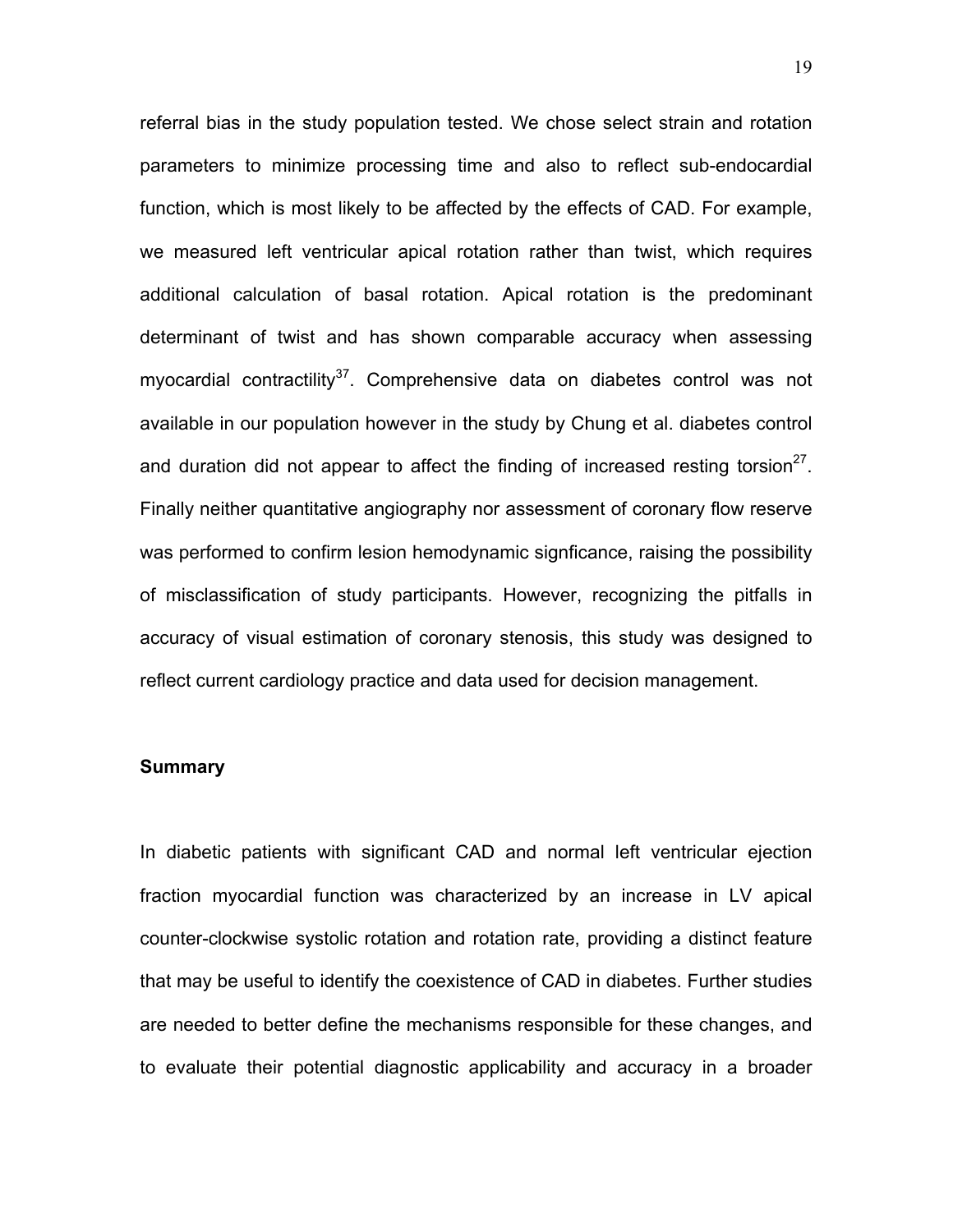referral bias in the study population tested. We chose select strain and rotation parameters to minimize processing time and also to reflect sub-endocardial function, which is most likely to be affected by the effects of CAD. For example, we measured left ventricular apical rotation rather than twist, which requires additional calculation of basal rotation. Apical rotation is the predominant determinant of twist and has shown comparable accuracy when assessing myocardial contractility[37]. Comprehensive data on diabetes control was not available in our population however in the study by Chung et al. diabetes control and duration did not appear to affect the finding of increased resting torsion[27]. Finally neither quantitative angiography nor assessment of coronary flow reserve was performed to confirm lesion hemodynamic signficance, raising the possibility of misclassification of study participants. However, recognizing the pitfalls in accuracy of visual estimation of coronary stenosis, this study was designed to reflect current cardiology practice and data used for decision management.

**Summary**

In diabetic patients with significant CAD and normal left ventricular ejection fraction myocardial function was characterized by an increase in LV apical counter-clockwise systolic rotation and rotation rate, providing a distinct feature that may be useful to identify the coexistence of CAD in diabetes. Further studies are needed to better define the mechanisms responsible for these changes, and to evaluate their potential diagnostic applicability and accuracy in a broader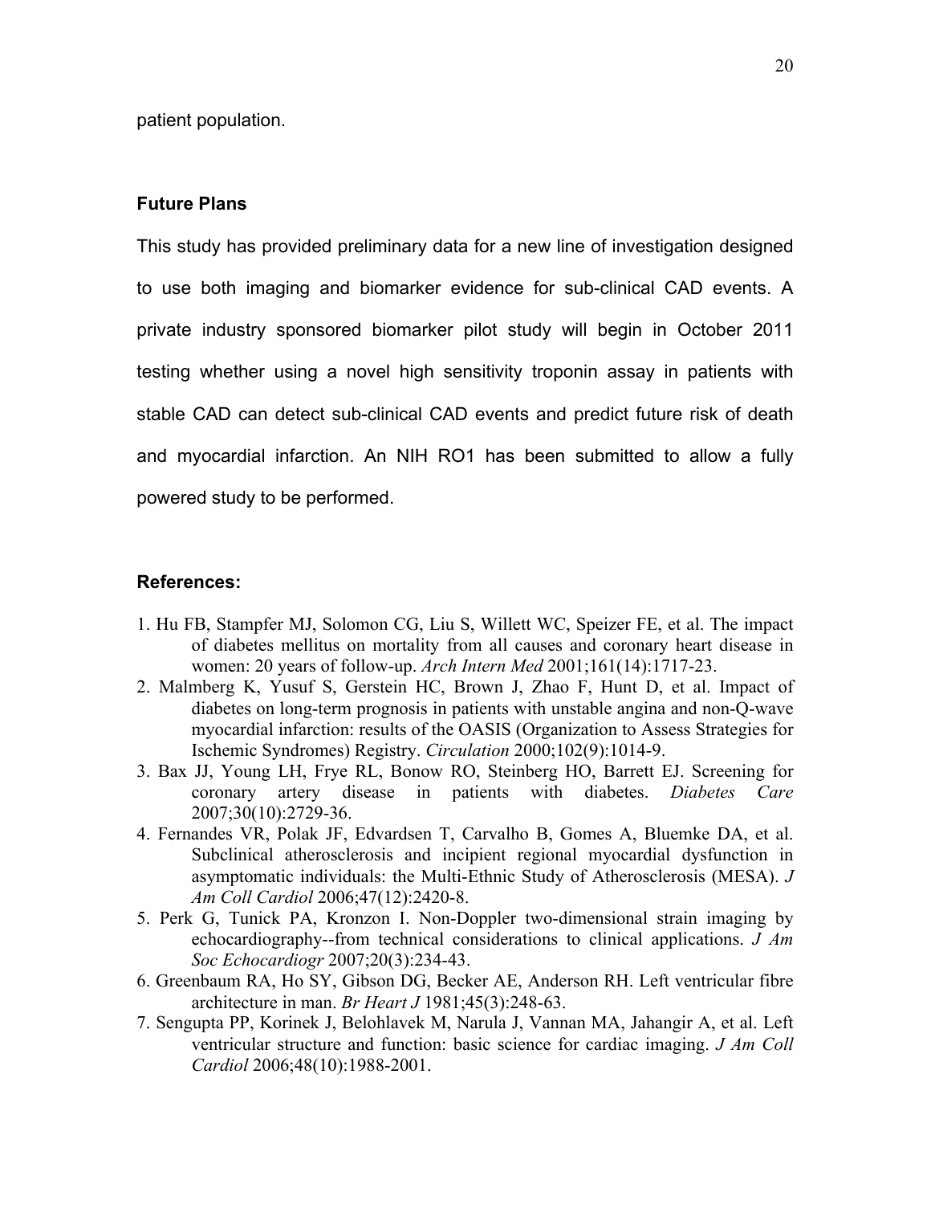patient population.

### Future Plans

This study has provided preliminary data for a new line of investigation designed to use both imaging and biomarker evidence for sub-clinical CAD events. A private industry sponsored biomarker pilot study will begin in October 2011 testing whether using a novel high sensitivity troponin assay in patients with stable CAD can detect sub-clinical CAD events and predict future risk of death and myocardial infarction. An NIH RO1 has been submitted to allow a fully powered study to be performed.

### References:

1. Hu FB, Stampfer MJ, Solomon CG, Liu S, Willett WC, Speizer FE, et al. The impact of diabetes mellitus on mortality from all causes and coronary heart disease in women: 20 years of follow-up. *Arch Intern Med* 2001;161(14):1717-23.
2. Malmberg K, Yusuf S, Gerstein HC, Brown J, Zhao F, Hunt D, et al. Impact of diabetes on long-term prognosis in patients with unstable angina and non-Q-wave myocardial infarction: results of the OASIS (Organization to Assess Strategies for Ischemic Syndromes) Registry. *Circulation* 2000;102(9):1014-9.
3. Bax JJ, Young LH, Frye RL, Bonow RO, Steinberg HO, Barrett EJ. Screening for coronary artery disease in patients with diabetes. *Diabetes Care* 2007;30(10):2729-36.
4. Fernandes VR, Polak JF, Edvardsen T, Carvalho B, Gomes A, Bluemke DA, et al. Subclinical atherosclerosis and incipient regional myocardial dysfunction in asymptomatic individuals: the Multi-Ethnic Study of Atherosclerosis (MESA). *J Am Coll Cardiol* 2006;47(12):2420-8.
5. Perk G, Tunick PA, Kronzon I. Non-Doppler two-dimensional strain imaging by echocardiography--from technical considerations to clinical applications. *J Am Soc Echocardiogr* 2007;20(3):234-43.
6. Greenbaum RA, Ho SY, Gibson DG, Becker AE, Anderson RH. Left ventricular fibre architecture in man. *Br Heart J* 1981;45(3):248-63.
7. Sengupta PP, Korinek J, Belohlavek M, Narula J, Vannan MA, Jahangir A, et al. Left ventricular structure and function: basic science for cardiac imaging. *J Am Coll Cardiol* 2006;48(10):1988-2001.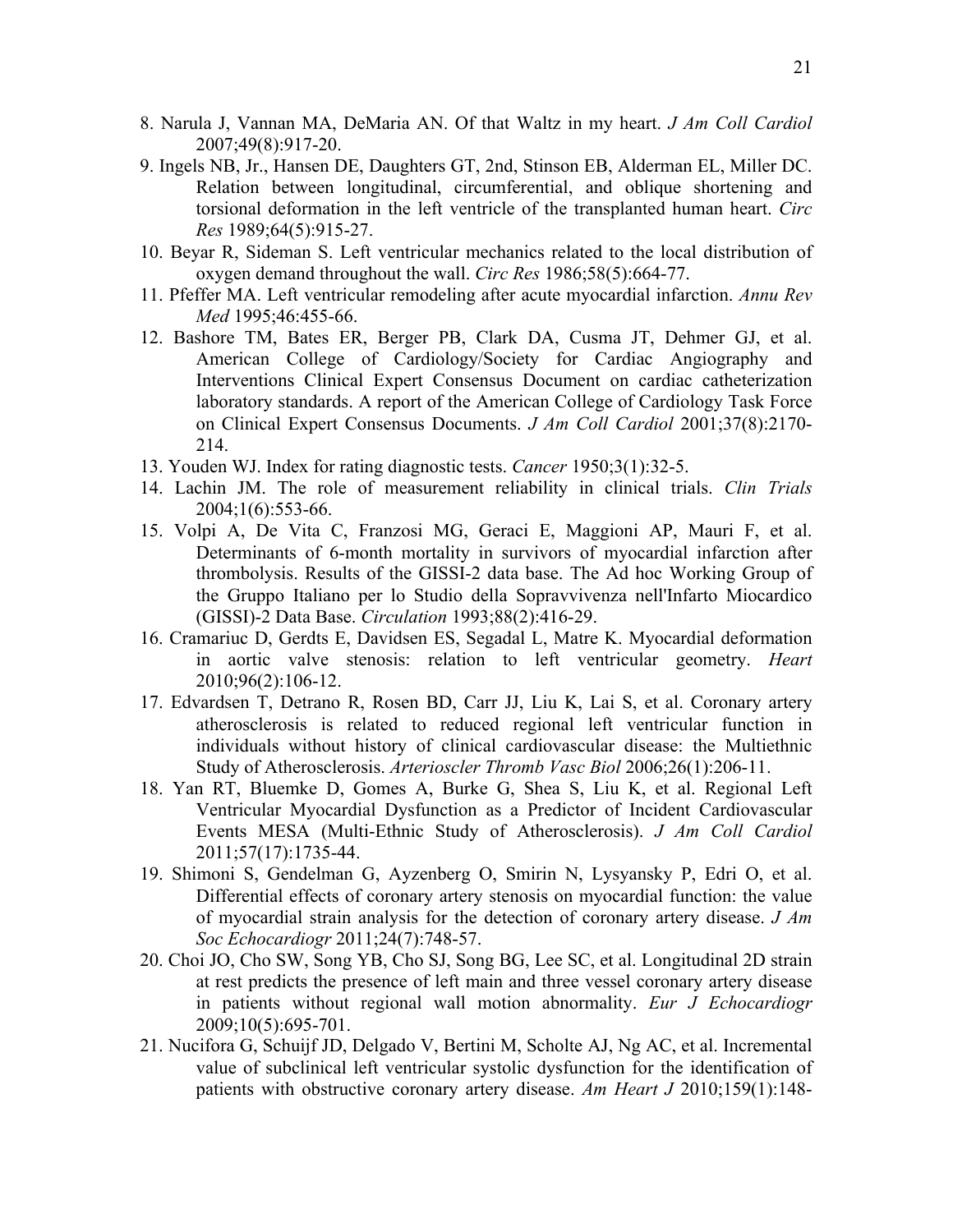8. Narula J, Vannan MA, DeMaria AN. Of that Waltz in my heart. *J Am Coll Cardiol* 2007;49(8):917-20.
9. Ingels NB, Jr., Hansen DE, Daughters GT, 2nd, Stinson EB, Alderman EL, Miller DC. Relation between longitudinal, circumferential, and oblique shortening and torsional deformation in the left ventricle of the transplanted human heart. *Circ Res* 1989;64(5):915-27.
10. Beyar R, Sideman S. Left ventricular mechanics related to the local distribution of oxygen demand throughout the wall. *Circ Res* 1986;58(5):664-77.
11. Pfeffer MA. Left ventricular remodeling after acute myocardial infarction. *Annu Rev Med* 1995;46:455-66.
12. Bashore TM, Bates ER, Berger PB, Clark DA, Cusma JT, Dehmer GJ, et al. American College of Cardiology/Society for Cardiac Angiography and Interventions Clinical Expert Consensus Document on cardiac catheterization laboratory standards. A report of the American College of Cardiology Task Force on Clinical Expert Consensus Documents. *J Am Coll Cardiol* 2001;37(8):2170-214.
13. Youden WJ. Index for rating diagnostic tests. *Cancer* 1950;3(1):32-5.
14. Lachin JM. The role of measurement reliability in clinical trials. *Clin Trials* 2004;1(6):553-66.
15. Volpi A, De Vita C, Franzosi MG, Geraci E, Maggioni AP, Mauri F, et al. Determinants of 6-month mortality in survivors of myocardial infarction after thrombolysis. Results of the GISSI-2 data base. The Ad hoc Working Group of the Gruppo Italiano per lo Studio della Sopravvivenza nell'Infarto Miocardico (GISSI)-2 Data Base. *Circulation* 1993;88(2):416-29.
16. Cramariuc D, Gerdts E, Davidsen ES, Segadal L, Matre K. Myocardial deformation in aortic valve stenosis: relation to left ventricular geometry. *Heart* 2010;96(2):106-12.
17. Edvardsen T, Detrano R, Rosen BD, Carr JJ, Liu K, Lai S, et al. Coronary artery atherosclerosis is related to reduced regional left ventricular function in individuals without history of clinical cardiovascular disease: the Multiethnic Study of Atherosclerosis. *Arterioscler Thromb Vasc Biol* 2006;26(1):206-11.
18. Yan RT, Bluemke D, Gomes A, Burke G, Shea S, Liu K, et al. Regional Left Ventricular Myocardial Dysfunction as a Predictor of Incident Cardiovascular Events MESA (Multi-Ethnic Study of Atherosclerosis). *J Am Coll Cardiol* 2011;57(17):1735-44.
19. Shimoni S, Gendelman G, Ayzenberg O, Smirin N, Lysyansky P, Edri O, et al. Differential effects of coronary artery stenosis on myocardial function: the value of myocardial strain analysis for the detection of coronary artery disease. *J Am Soc Echocardiogr* 2011;24(7):748-57.
20. Choi JO, Cho SW, Song YB, Cho SJ, Song BG, Lee SC, et al. Longitudinal 2D strain at rest predicts the presence of left main and three vessel coronary artery disease in patients without regional wall motion abnormality. *Eur J Echocardiogr* 2009;10(5):695-701.
21. Nucifora G, Schuijf JD, Delgado V, Bertini M, Scholte AJ, Ng AC, et al. Incremental value of subclinical left ventricular systolic dysfunction for the identification of patients with obstructive coronary artery disease. *Am Heart J* 2010;159(1):148-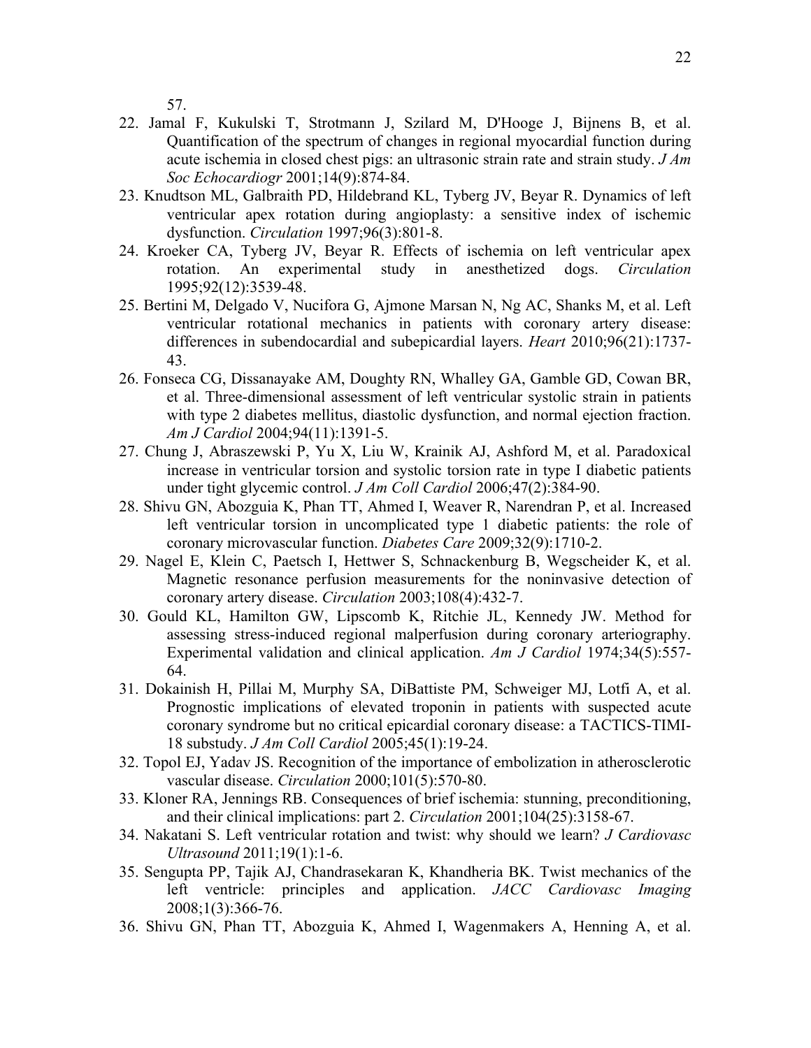57.

22. Jamal F, Kukulski T, Strotmann J, Szilard M, D'Hooge J, Bijnens B, et al. Quantification of the spectrum of changes in regional myocardial function during acute ischemia in closed chest pigs: an ultrasonic strain rate and strain study. *J Am Soc Echocardiogr* 2001;14(9):874-84.
23. Knudtson ML, Galbraith PD, Hildebrand KL, Tyberg JV, Beyar R. Dynamics of left ventricular apex rotation during angioplasty: a sensitive index of ischemic dysfunction. *Circulation* 1997;96(3):801-8.
24. Kroeker CA, Tyberg JV, Beyar R. Effects of ischemia on left ventricular apex rotation. An experimental study in anesthetized dogs. *Circulation* 1995;92(12):3539-48.
25. Bertini M, Delgado V, Nucifora G, Ajmone Marsan N, Ng AC, Shanks M, et al. Left ventricular rotational mechanics in patients with coronary artery disease: differences in subendocardial and subepicardial layers. *Heart* 2010;96(21):1737-43.
26. Fonseca CG, Dissanayake AM, Doughty RN, Whalley GA, Gamble GD, Cowan BR, et al. Three-dimensional assessment of left ventricular systolic strain in patients with type 2 diabetes mellitus, diastolic dysfunction, and normal ejection fraction. *Am J Cardiol* 2004;94(11):1391-5.
27. Chung J, Abraszewski P, Yu X, Liu W, Krainik AJ, Ashford M, et al. Paradoxical increase in ventricular torsion and systolic torsion rate in type I diabetic patients under tight glycemic control. *J Am Coll Cardiol* 2006;47(2):384-90.
28. Shivu GN, Abozguia K, Phan TT, Ahmed I, Weaver R, Narendran P, et al. Increased left ventricular torsion in uncomplicated type 1 diabetic patients: the role of coronary microvascular function. *Diabetes Care* 2009;32(9):1710-2.
29. Nagel E, Klein C, Paetsch I, Hettwer S, Schnackenburg B, Wegscheider K, et al. Magnetic resonance perfusion measurements for the noninvasive detection of coronary artery disease. *Circulation* 2003;108(4):432-7.
30. Gould KL, Hamilton GW, Lipscomb K, Ritchie JL, Kennedy JW. Method for assessing stress-induced regional malperfusion during coronary arteriography. Experimental validation and clinical application. *Am J Cardiol* 1974;34(5):557-64.
31. Dokainish H, Pillai M, Murphy SA, DiBattiste PM, Schweiger MJ, Lotfi A, et al. Prognostic implications of elevated troponin in patients with suspected acute coronary syndrome but no critical epicardial coronary disease: a TACTICS-TIMI-18 substudy. *J Am Coll Cardiol* 2005;45(1):19-24.
32. Topol EJ, Yadav JS. Recognition of the importance of embolization in atherosclerotic vascular disease. *Circulation* 2000;101(5):570-80.
33. Kloner RA, Jennings RB. Consequences of brief ischemia: stunning, preconditioning, and their clinical implications: part 2. *Circulation* 2001;104(25):3158-67.
34. Nakatani S. Left ventricular rotation and twist: why should we learn? *J Cardiovasc Ultrasound* 2011;19(1):1-6.
35. Sengupta PP, Tajik AJ, Chandrasekaran K, Khandheria BK. Twist mechanics of the left ventricle: principles and application. *JACC Cardiovasc Imaging* 2008;1(3):366-76.
36. Shivu GN, Phan TT, Abozguia K, Ahmed I, Wagenmakers A, Henning A, et al.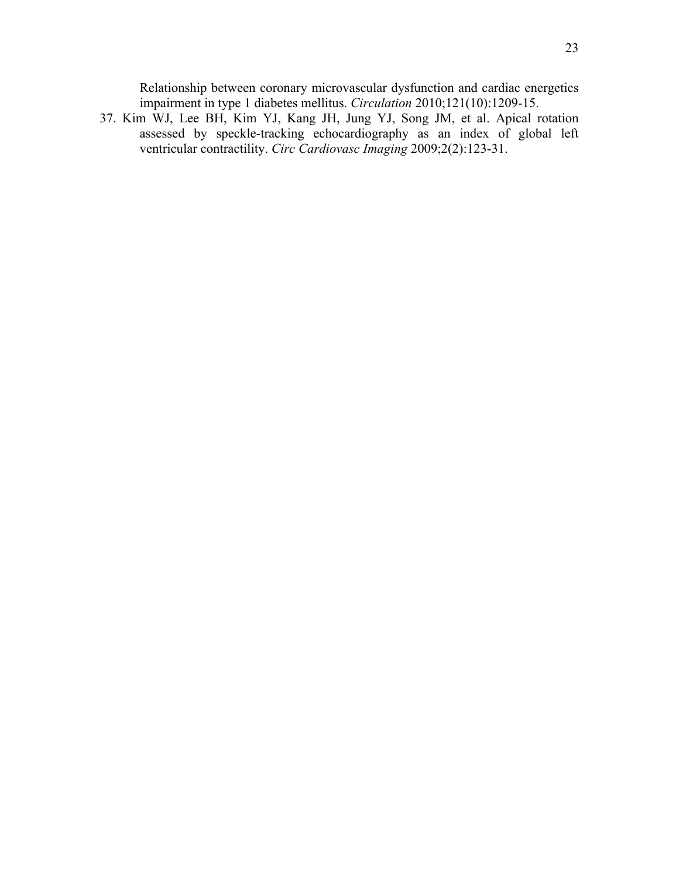Relationship between coronary microvascular dysfunction and cardiac energetics impairment in type 1 diabetes mellitus. *Circulation* 2010;121(10):1209-15.

37. Kim WJ, Lee BH, Kim YJ, Kang JH, Jung YJ, Song JM, et al. Apical rotation assessed by speckle-tracking echocardiography as an index of global left ventricular contractility. *Circ Cardiovasc Imaging* 2009;2(2):123-31.